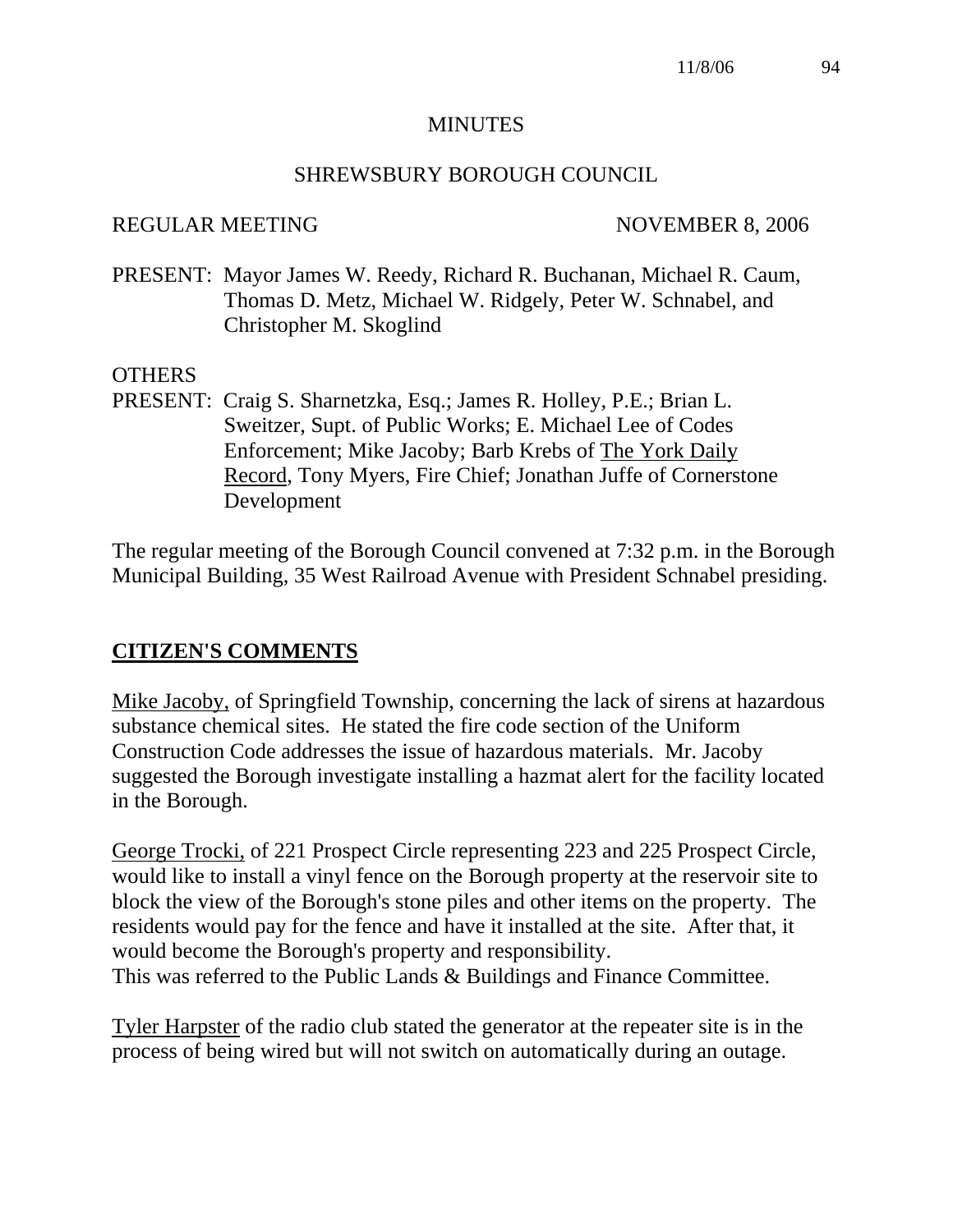# MINUTES

## SHREWSBURY BOROUGH COUNCIL

REGULAR MEETING NOVEMBER 8, 2006

PRESENT: Mayor James W. Reedy, Richard R. Buchanan, Michael R. Caum, Thomas D. Metz, Michael W. Ridgely, Peter W. Schnabel, and Christopher M. Skoglind

OTHERS
PRESENT: Craig S. Sharnetzka, Esq.; James R. Holley, P.E.; Brian L. Sweitzer, Supt. of Public Works; E. Michael Lee of Codes Enforcement; Mike Jacoby; Barb Krebs of The York Daily Record, Tony Myers, Fire Chief; Jonathan Juffe of Cornerstone Development

The regular meeting of the Borough Council convened at 7:32 p.m. in the Borough Municipal Building, 35 West Railroad Avenue with President Schnabel presiding.

## CITIZEN'S COMMENTS

Mike Jacoby, of Springfield Township, concerning the lack of sirens at hazardous substance chemical sites. He stated the fire code section of the Uniform Construction Code addresses the issue of hazardous materials. Mr. Jacoby suggested the Borough investigate installing a hazmat alert for the facility located in the Borough.

George Trocki, of 221 Prospect Circle representing 223 and 225 Prospect Circle, would like to install a vinyl fence on the Borough property at the reservoir site to block the view of the Borough's stone piles and other items on the property. The residents would pay for the fence and have it installed at the site. After that, it would become the Borough's property and responsibility.
This was referred to the Public Lands & Buildings and Finance Committee.

Tyler Harpster of the radio club stated the generator at the repeater site is in the process of being wired but will not switch on automatically during an outage.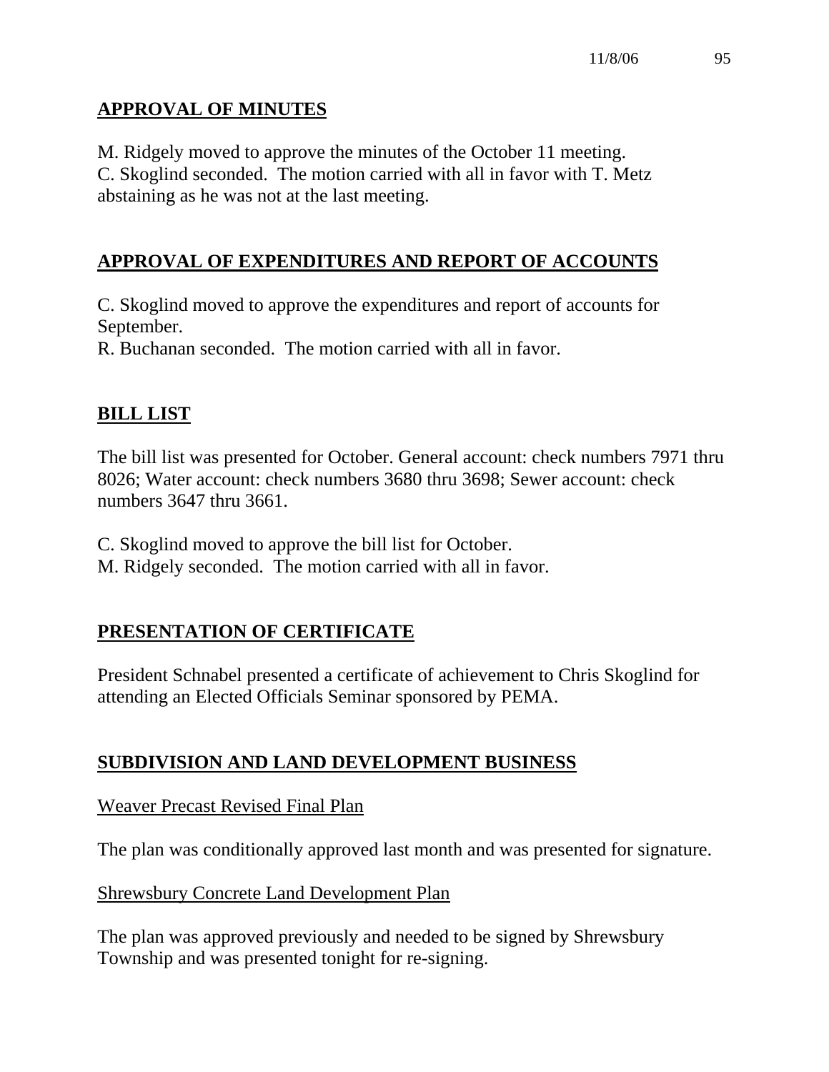## APPROVAL OF MINUTES

M. Ridgely moved to approve the minutes of the October 11 meeting.
C. Skoglind seconded. The motion carried with all in favor with T. Metz abstaining as he was not at the last meeting.

## APPROVAL OF EXPENDITURES AND REPORT OF ACCOUNTS

C. Skoglind moved to approve the expenditures and report of accounts for September.
R. Buchanan seconded. The motion carried with all in favor.

## BILL LIST

The bill list was presented for October. General account: check numbers 7971 thru 8026; Water account: check numbers 3680 thru 3698; Sewer account: check numbers 3647 thru 3661.

C. Skoglind moved to approve the bill list for October.
M. Ridgely seconded. The motion carried with all in favor.

## PRESENTATION OF CERTIFICATE

President Schnabel presented a certificate of achievement to Chris Skoglind for attending an Elected Officials Seminar sponsored by PEMA.

## SUBDIVISION AND LAND DEVELOPMENT BUSINESS

### Weaver Precast Revised Final Plan

The plan was conditionally approved last month and was presented for signature.

### Shrewsbury Concrete Land Development Plan

The plan was approved previously and needed to be signed by Shrewsbury Township and was presented tonight for re-signing.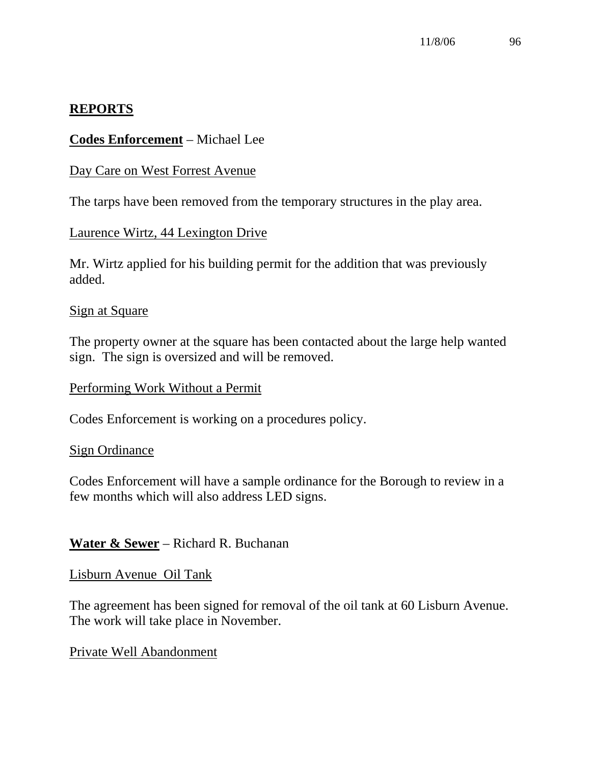## REPORTS

**Codes Enforcement** – Michael Lee

Day Care on West Forrest Avenue

The tarps have been removed from the temporary structures in the play area.

Laurence Wirtz, 44 Lexington Drive

Mr. Wirtz applied for his building permit for the addition that was previously added.

Sign at Square

The property owner at the square has been contacted about the large help wanted sign. The sign is oversized and will be removed.

Performing Work Without a Permit

Codes Enforcement is working on a procedures policy.

Sign Ordinance

Codes Enforcement will have a sample ordinance for the Borough to review in a few months which will also address LED signs.

**Water & Sewer** – Richard R. Buchanan

Lisburn Avenue Oil Tank

The agreement has been signed for removal of the oil tank at 60 Lisburn Avenue. The work will take place in November.

Private Well Abandonment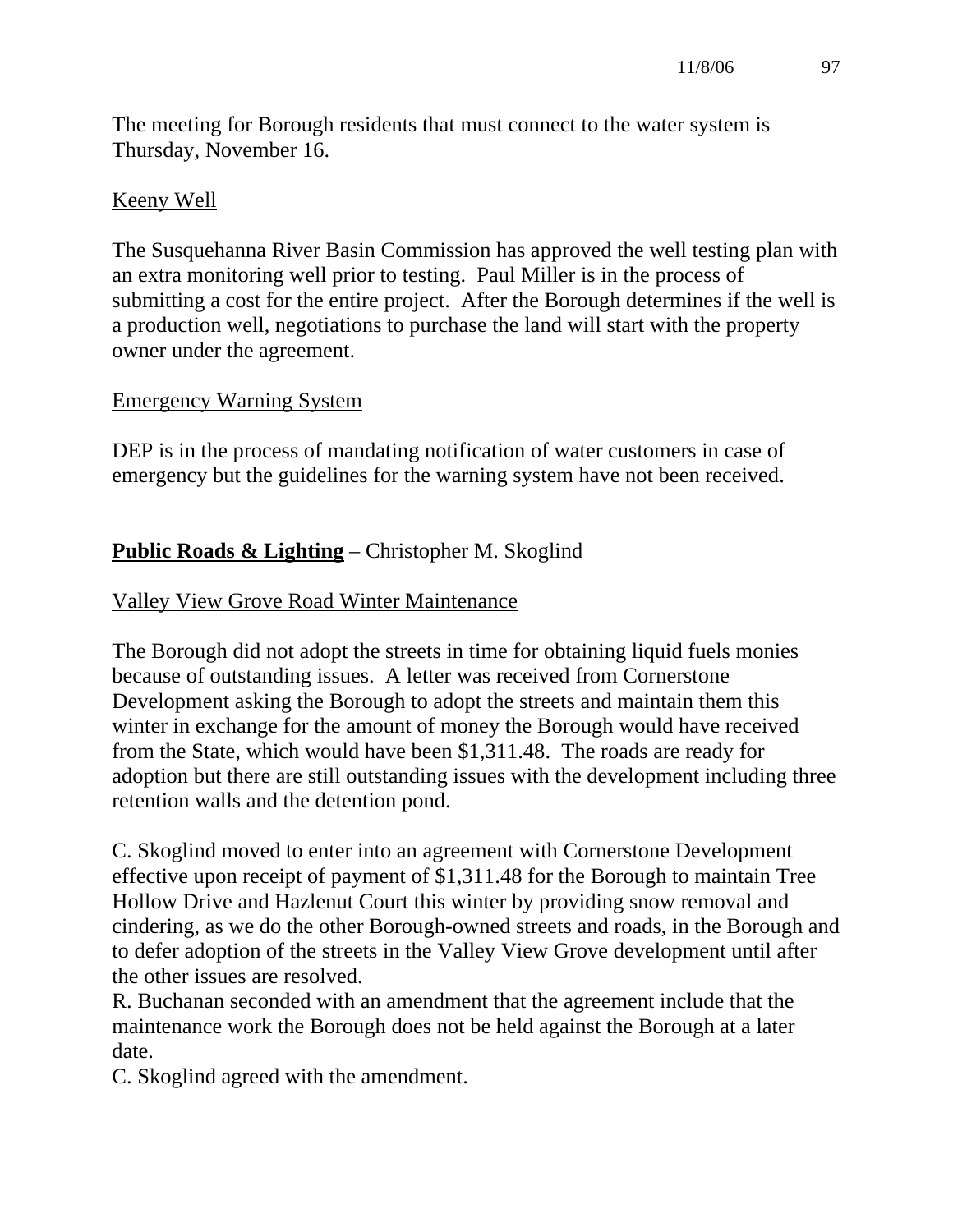The meeting for Borough residents that must connect to the water system is Thursday, November 16.

Keeny Well

The Susquehanna River Basin Commission has approved the well testing plan with an extra monitoring well prior to testing. Paul Miller is in the process of submitting a cost for the entire project. After the Borough determines if the well is a production well, negotiations to purchase the land will start with the property owner under the agreement.

Emergency Warning System

DEP is in the process of mandating notification of water customers in case of emergency but the guidelines for the warning system have not been received.

**Public Roads & Lighting** – Christopher M. Skoglind

Valley View Grove Road Winter Maintenance

The Borough did not adopt the streets in time for obtaining liquid fuels monies because of outstanding issues. A letter was received from Cornerstone Development asking the Borough to adopt the streets and maintain them this winter in exchange for the amount of money the Borough would have received from the State, which would have been $1,311.48. The roads are ready for adoption but there are still outstanding issues with the development including three retention walls and the detention pond.

C. Skoglind moved to enter into an agreement with Cornerstone Development effective upon receipt of payment of $1,311.48 for the Borough to maintain Tree Hollow Drive and Hazlenut Court this winter by providing snow removal and cindering, as we do the other Borough-owned streets and roads, in the Borough and to defer adoption of the streets in the Valley View Grove development until after the other issues are resolved.
R. Buchanan seconded with an amendment that the agreement include that the maintenance work the Borough does not be held against the Borough at a later date.
C. Skoglind agreed with the amendment.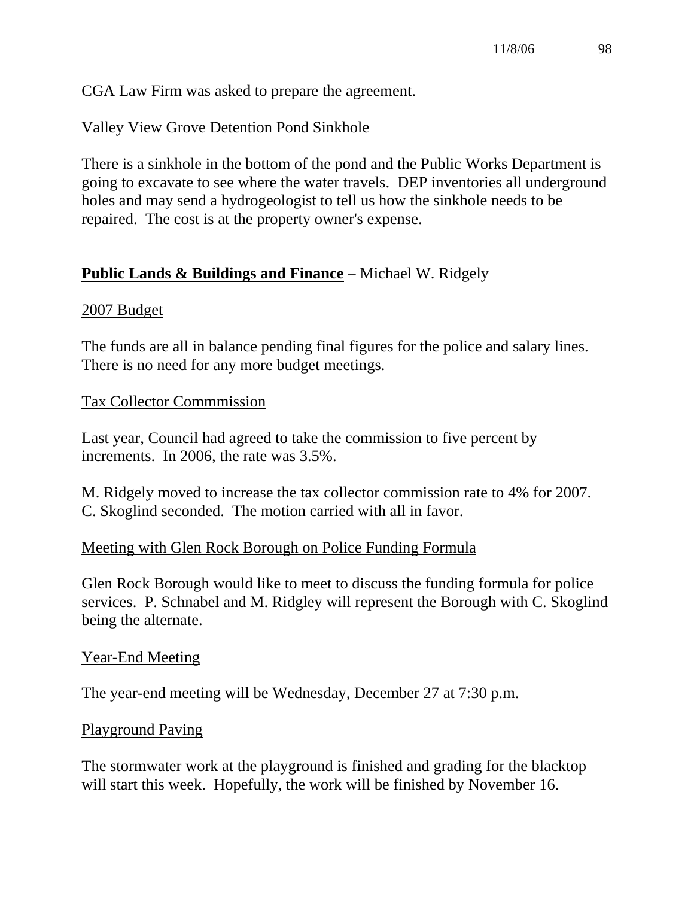CGA Law Firm was asked to prepare the agreement.

Valley View Grove Detention Pond Sinkhole

There is a sinkhole in the bottom of the pond and the Public Works Department is going to excavate to see where the water travels. DEP inventories all underground holes and may send a hydrogeologist to tell us how the sinkhole needs to be repaired. The cost is at the property owner's expense.

**Public Lands & Buildings and Finance** – Michael W. Ridgely

2007 Budget

The funds are all in balance pending final figures for the police and salary lines. There is no need for any more budget meetings.

Tax Collector Commmission

Last year, Council had agreed to take the commission to five percent by increments. In 2006, the rate was 3.5%.

M. Ridgely moved to increase the tax collector commission rate to 4% for 2007. C. Skoglind seconded. The motion carried with all in favor.

Meeting with Glen Rock Borough on Police Funding Formula

Glen Rock Borough would like to meet to discuss the funding formula for police services. P. Schnabel and M. Ridgley will represent the Borough with C. Skoglind being the alternate.

Year-End Meeting

The year-end meeting will be Wednesday, December 27 at 7:30 p.m.

Playground Paving

The stormwater work at the playground is finished and grading for the blacktop will start this week. Hopefully, the work will be finished by November 16.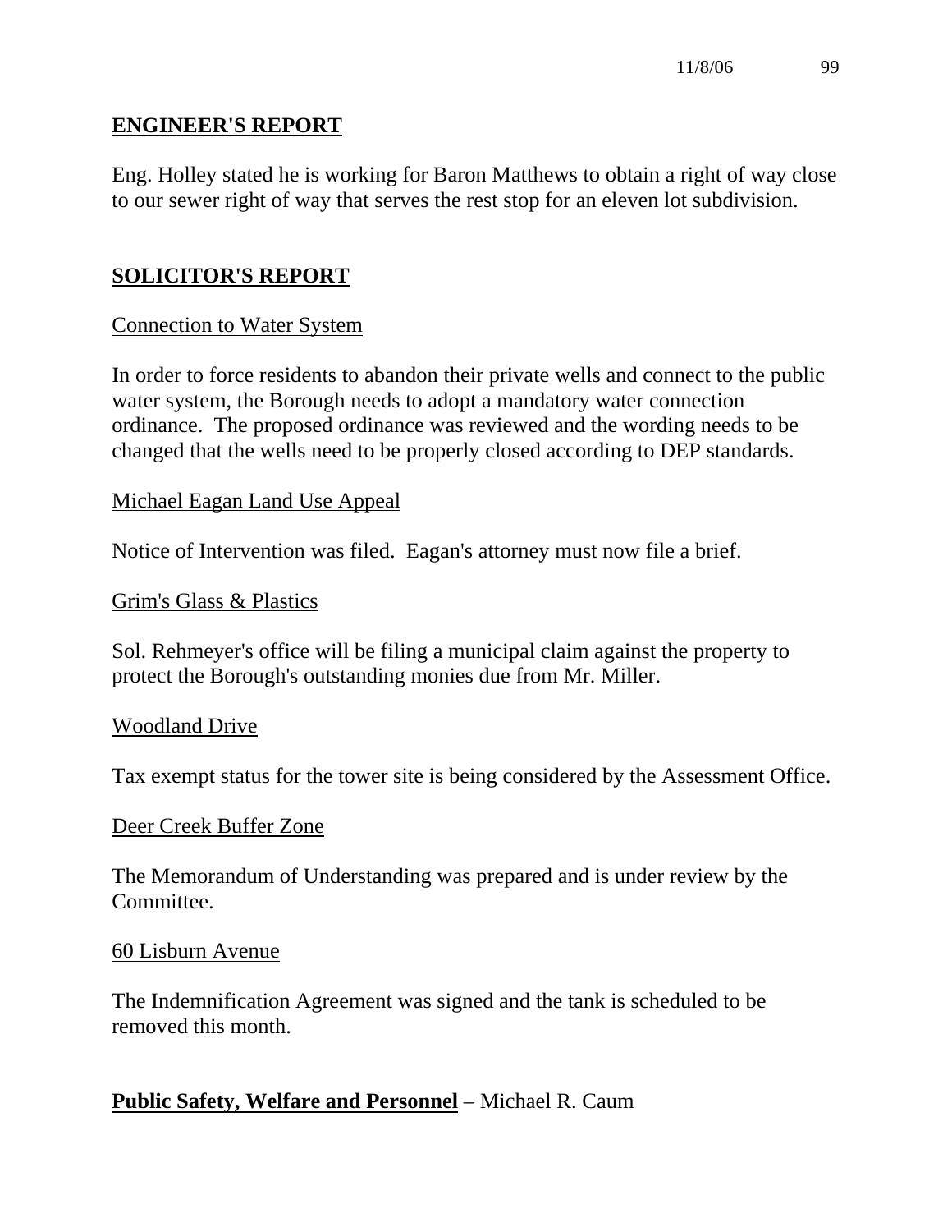## ENGINEER'S REPORT

Eng. Holley stated he is working for Baron Matthews to obtain a right of way close to our sewer right of way that serves the rest stop for an eleven lot subdivision.

## SOLICITOR'S REPORT

Connection to Water System

In order to force residents to abandon their private wells and connect to the public water system, the Borough needs to adopt a mandatory water connection ordinance. The proposed ordinance was reviewed and the wording needs to be changed that the wells need to be properly closed according to DEP standards.

Michael Eagan Land Use Appeal

Notice of Intervention was filed. Eagan's attorney must now file a brief.

Grim's Glass & Plastics

Sol. Rehmeyer's office will be filing a municipal claim against the property to protect the Borough's outstanding monies due from Mr. Miller.

Woodland Drive

Tax exempt status for the tower site is being considered by the Assessment Office.

Deer Creek Buffer Zone

The Memorandum of Understanding was prepared and is under review by the Committee.

60 Lisburn Avenue

The Indemnification Agreement was signed and the tank is scheduled to be removed this month.

**Public Safety, Welfare and Personnel** – Michael R. Caum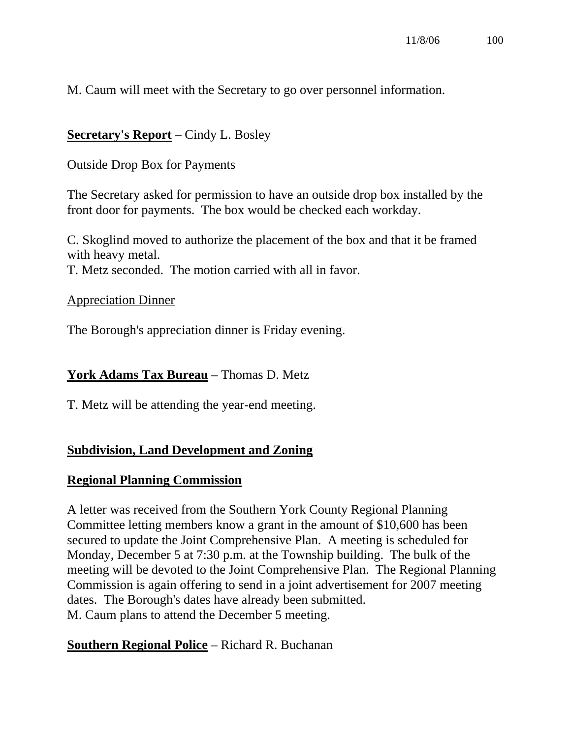M. Caum will meet with the Secretary to go over personnel information.

## **Secretary's Report** – Cindy L. Bosley

Outside Drop Box for Payments

The Secretary asked for permission to have an outside drop box installed by the front door for payments. The box would be checked each workday.

C. Skoglind moved to authorize the placement of the box and that it be framed with heavy metal.
T. Metz seconded. The motion carried with all in favor.

Appreciation Dinner

The Borough's appreciation dinner is Friday evening.

## **York Adams Tax Bureau** – Thomas D. Metz

T. Metz will be attending the year-end meeting.

## **Subdivision, Land Development and Zoning**

## **Regional Planning Commission**

A letter was received from the Southern York County Regional Planning Committee letting members know a grant in the amount of $10,600 has been secured to update the Joint Comprehensive Plan. A meeting is scheduled for Monday, December 5 at 7:30 p.m. at the Township building. The bulk of the meeting will be devoted to the Joint Comprehensive Plan. The Regional Planning Commission is again offering to send in a joint advertisement for 2007 meeting dates. The Borough's dates have already been submitted.
M. Caum plans to attend the December 5 meeting.

## **Southern Regional Police** – Richard R. Buchanan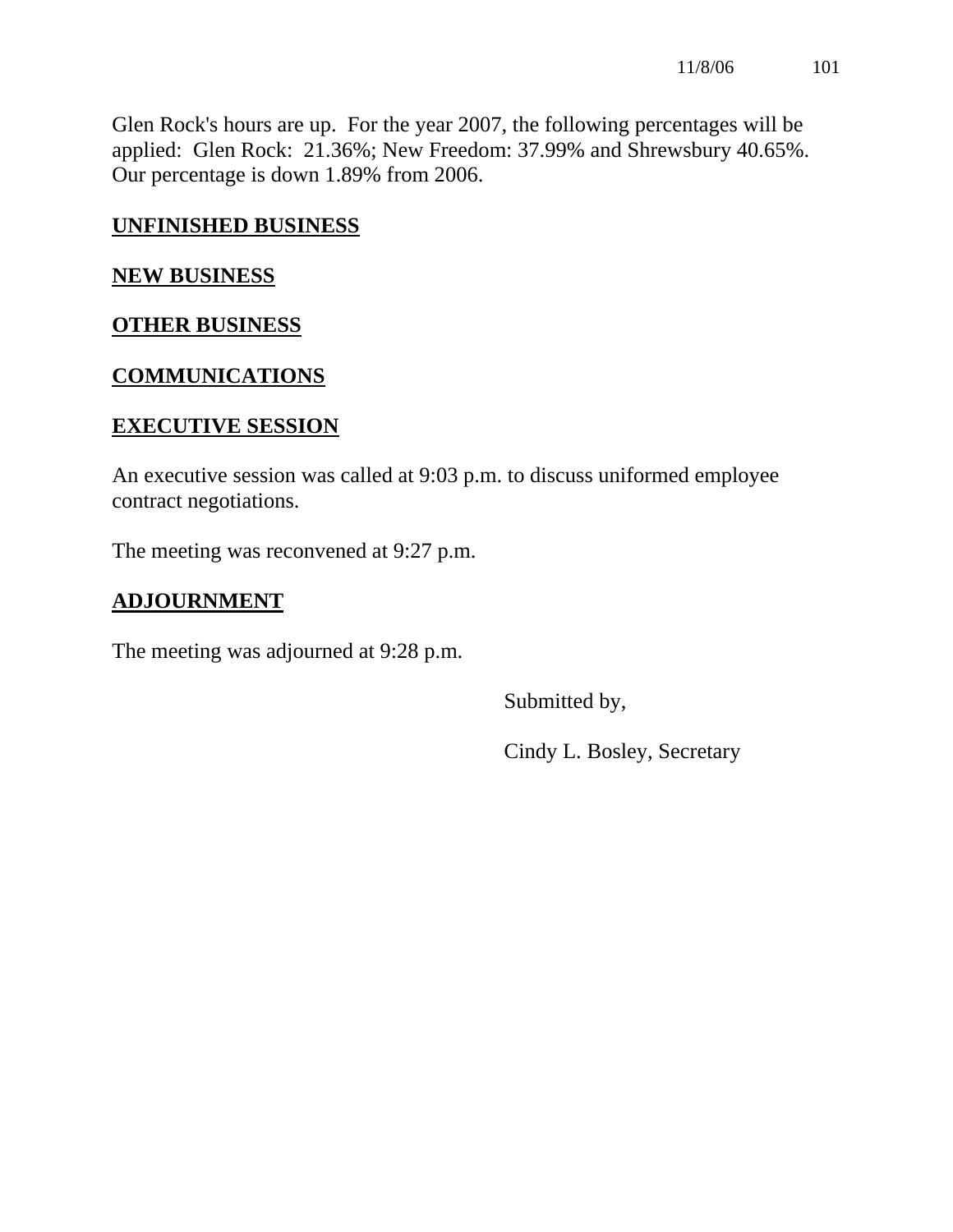Glen Rock's hours are up. For the year 2007, the following percentages will be applied: Glen Rock: 21.36%; New Freedom: 37.99% and Shrewsbury 40.65%. Our percentage is down 1.89% from 2006.

**UNFINISHED BUSINESS**

**NEW BUSINESS**

**OTHER BUSINESS**

**COMMUNICATIONS**

**EXECUTIVE SESSION**

An executive session was called at 9:03 p.m. to discuss uniformed employee contract negotiations.

The meeting was reconvened at 9:27 p.m.

**ADJOURNMENT**

The meeting was adjourned at 9:28 p.m.

Submitted by,

Cindy L. Bosley, Secretary